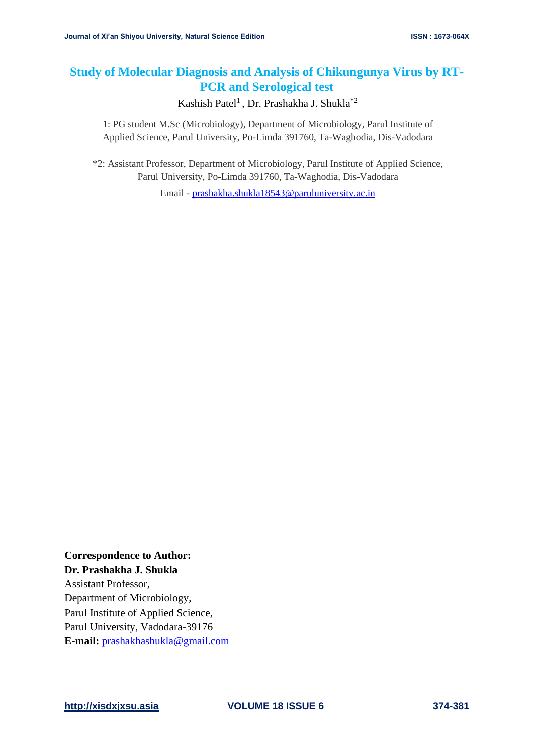# Study of Molecular Diagnosis and Analysis of Chikungunya Virus by RT-PCR and Serological test

Kashish Patel[1] , Dr. Prashakha J. Shukla[*2]

1: PG student M.Sc (Microbiology), Department of Microbiology, Parul Institute of Applied Science, Parul University, Po-Limda 391760, Ta-Waghodia, Dis-Vadodara

*2: Assistant Professor, Department of Microbiology, Parul Institute of Applied Science, Parul University, Po-Limda 391760, Ta-Waghodia, Dis-Vadodara

Email - prashakha.shukla18543@paruluniversity.ac.in

**Correspondence to Author:**
**Dr. Prashakha J. Shukla**
Assistant Professor,
Department of Microbiology,
Parul Institute of Applied Science,
Parul University, Vadodara-39176
**E-mail:** prashakhashukla@gmail.com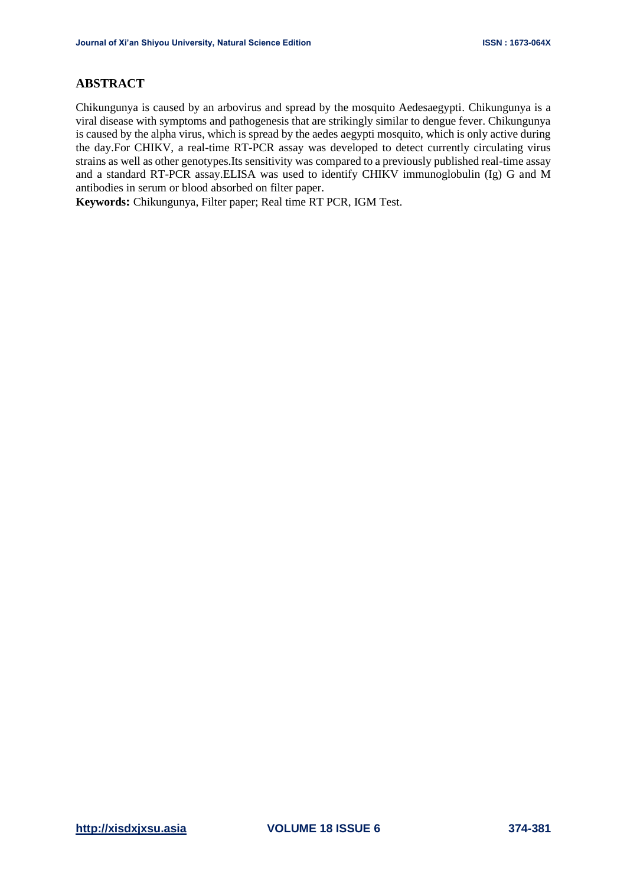## ABSTRACT

Chikungunya is caused by an arbovirus and spread by the mosquito Aedesaegypti. Chikungunya is a viral disease with symptoms and pathogenesis that are strikingly similar to dengue fever. Chikungunya is caused by the alpha virus, which is spread by the aedes aegypti mosquito, which is only active during the day.For CHIKV, a real-time RT-PCR assay was developed to detect currently circulating virus strains as well as other genotypes.Its sensitivity was compared to a previously published real-time assay and a standard RT-PCR assay.ELISA was used to identify CHIKV immunoglobulin (Ig) G and M antibodies in serum or blood absorbed on filter paper.

**Keywords:** Chikungunya, Filter paper; Real time RT PCR, IGM Test.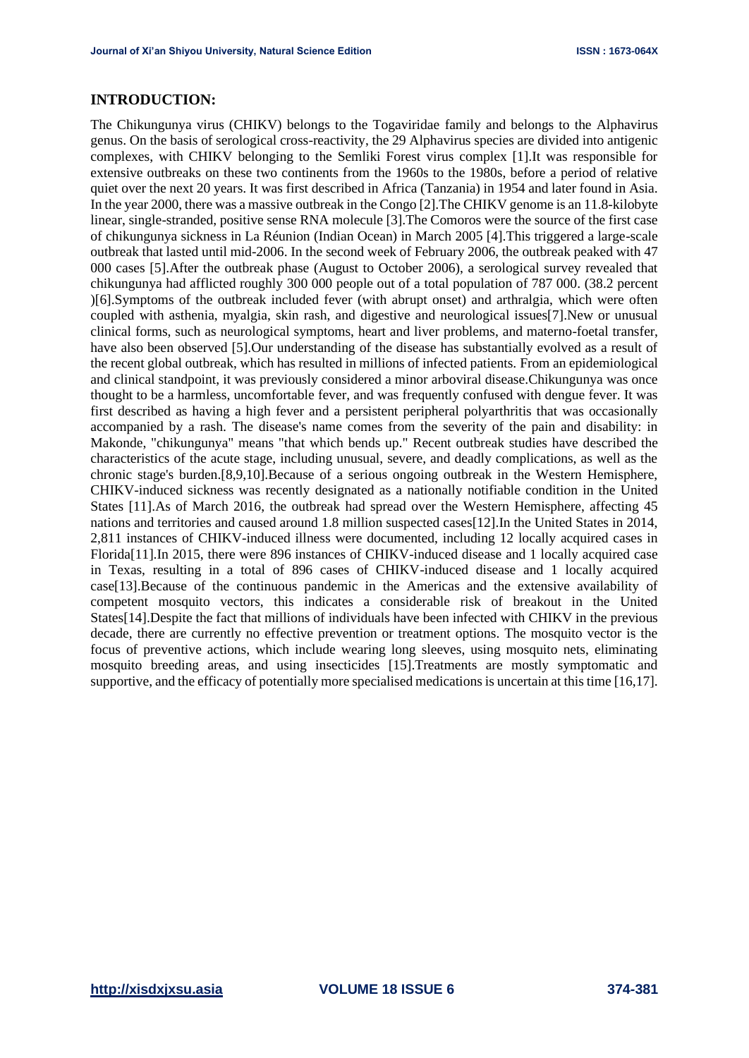## INTRODUCTION:

The Chikungunya virus (CHIKV) belongs to the Togaviridae family and belongs to the Alphavirus genus. On the basis of serological cross-reactivity, the 29 Alphavirus species are divided into antigenic complexes, with CHIKV belonging to the Semliki Forest virus complex [1].It was responsible for extensive outbreaks on these two continents from the 1960s to the 1980s, before a period of relative quiet over the next 20 years. It was first described in Africa (Tanzania) in 1954 and later found in Asia. In the year 2000, there was a massive outbreak in the Congo [2].The CHIKV genome is an 11.8-kilobyte linear, single-stranded, positive sense RNA molecule [3].The Comoros were the source of the first case of chikungunya sickness in La Réunion (Indian Ocean) in March 2005 [4].This triggered a large-scale outbreak that lasted until mid-2006. In the second week of February 2006, the outbreak peaked with 47 000 cases [5].After the outbreak phase (August to October 2006), a serological survey revealed that chikungunya had afflicted roughly 300 000 people out of a total population of 787 000. (38.2 percent )[6].Symptoms of the outbreak included fever (with abrupt onset) and arthralgia, which were often coupled with asthenia, myalgia, skin rash, and digestive and neurological issues[7].New or unusual clinical forms, such as neurological symptoms, heart and liver problems, and materno-foetal transfer, have also been observed [5].Our understanding of the disease has substantially evolved as a result of the recent global outbreak, which has resulted in millions of infected patients. From an epidemiological and clinical standpoint, it was previously considered a minor arboviral disease.Chikungunya was once thought to be a harmless, uncomfortable fever, and was frequently confused with dengue fever. It was first described as having a high fever and a persistent peripheral polyarthritis that was occasionally accompanied by a rash. The disease's name comes from the severity of the pain and disability: in Makonde, "chikungunya" means "that which bends up." Recent outbreak studies have described the characteristics of the acute stage, including unusual, severe, and deadly complications, as well as the chronic stage's burden.[8,9,10].Because of a serious ongoing outbreak in the Western Hemisphere, CHIKV-induced sickness was recently designated as a nationally notifiable condition in the United States [11].As of March 2016, the outbreak had spread over the Western Hemisphere, affecting 45 nations and territories and caused around 1.8 million suspected cases[12].In the United States in 2014, 2,811 instances of CHIKV-induced illness were documented, including 12 locally acquired cases in Florida[11].In 2015, there were 896 instances of CHIKV-induced disease and 1 locally acquired case in Texas, resulting in a total of 896 cases of CHIKV-induced disease and 1 locally acquired case[13].Because of the continuous pandemic in the Americas and the extensive availability of competent mosquito vectors, this indicates a considerable risk of breakout in the United States[14].Despite the fact that millions of individuals have been infected with CHIKV in the previous decade, there are currently no effective prevention or treatment options. The mosquito vector is the focus of preventive actions, which include wearing long sleeves, using mosquito nets, eliminating mosquito breeding areas, and using insecticides [15].Treatments are mostly symptomatic and supportive, and the efficacy of potentially more specialised medications is uncertain at this time [16,17].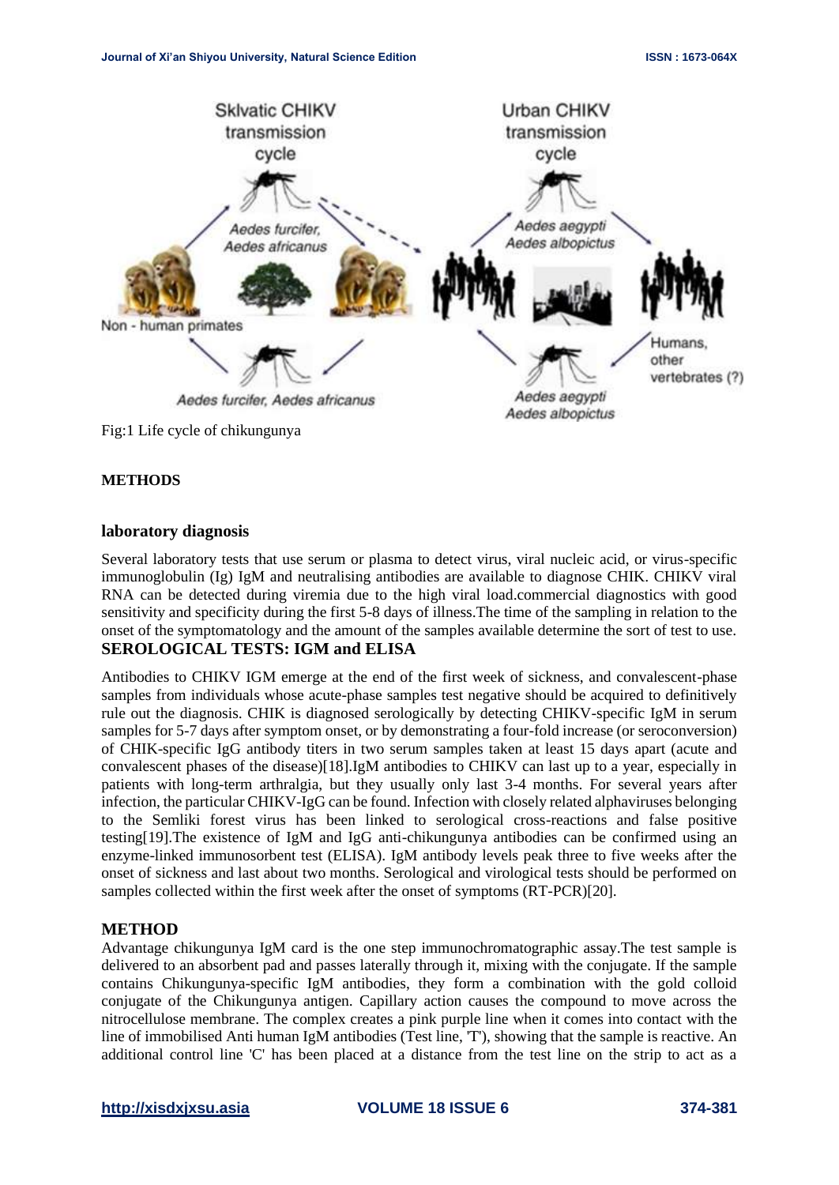Sklvatic CHIKV transmission cycle

Urban CHIKV transmission cycle

Aedes furcifer, Aedes africanus

Aedes aegypti Aedes albopictus

Non - human primates

Humans, other vertebrates (?)

Aedes furcifer, Aedes africanus

Aedes aegypti Aedes albopictus

Fig:1 Life cycle of chikungunya

## METHODS

### laboratory diagnosis

Several laboratory tests that use serum or plasma to detect virus, viral nucleic acid, or virus-specific immunoglobulin (Ig) IgM and neutralising antibodies are available to diagnose CHIK. CHIKV viral RNA can be detected during viremia due to the high viral load.commercial diagnostics with good sensitivity and specificity during the first 5-8 days of illness.The time of the sampling in relation to the onset of the symptomatology and the amount of the samples available determine the sort of test to use.

### SEROLOGICAL TESTS: IGM and ELISA

Antibodies to CHIKV IGM emerge at the end of the first week of sickness, and convalescent-phase samples from individuals whose acute-phase samples test negative should be acquired to definitively rule out the diagnosis. CHIK is diagnosed serologically by detecting CHIKV-specific IgM in serum samples for 5-7 days after symptom onset, or by demonstrating a four-fold increase (or seroconversion) of CHIK-specific IgG antibody titers in two serum samples taken at least 15 days apart (acute and convalescent phases of the disease)[18].IgM antibodies to CHIKV can last up to a year, especially in patients with long-term arthralgia, but they usually only last 3-4 months. For several years after infection, the particular CHIKV-IgG can be found. Infection with closely related alphaviruses belonging to the Semliki forest virus has been linked to serological cross-reactions and false positive testing[19].The existence of IgM and IgG anti-chikungunya antibodies can be confirmed using an enzyme-linked immunosorbent test (ELISA). IgM antibody levels peak three to five weeks after the onset of sickness and last about two months. Serological and virological tests should be performed on samples collected within the first week after the onset of symptoms (RT-PCR)[20].

### METHOD

Advantage chikungunya IgM card is the one step immunochromatographic assay.The test sample is delivered to an absorbent pad and passes laterally through it, mixing with the conjugate. If the sample contains Chikungunya-specific IgM antibodies, they form a combination with the gold colloid conjugate of the Chikungunya antigen. Capillary action causes the compound to move across the nitrocellulose membrane. The complex creates a pink purple line when it comes into contact with the line of immobilised Anti human IgM antibodies (Test line, 'T'), showing that the sample is reactive. An additional control line 'C' has been placed at a distance from the test line on the strip to act as a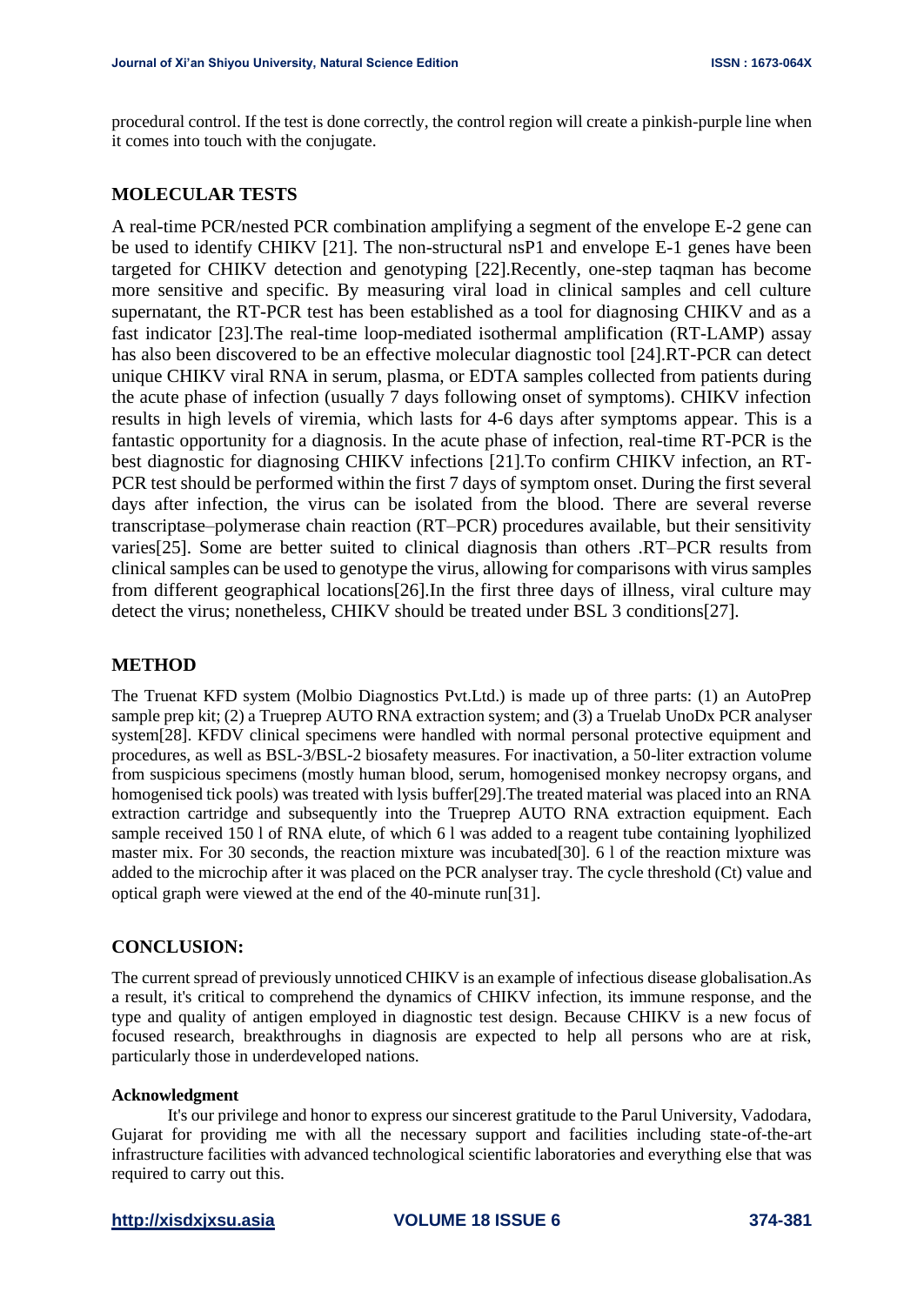procedural control. If the test is done correctly, the control region will create a pinkish-purple line when it comes into touch with the conjugate.

## MOLECULAR TESTS

A real-time PCR/nested PCR combination amplifying a segment of the envelope E-2 gene can be used to identify CHIKV [21]. The non-structural nsP1 and envelope E-1 genes have been targeted for CHIKV detection and genotyping [22].Recently, one-step taqman has become more sensitive and specific. By measuring viral load in clinical samples and cell culture supernatant, the RT-PCR test has been established as a tool for diagnosing CHIKV and as a fast indicator [23].The real-time loop-mediated isothermal amplification (RT-LAMP) assay has also been discovered to be an effective molecular diagnostic tool [24].RT-PCR can detect unique CHIKV viral RNA in serum, plasma, or EDTA samples collected from patients during the acute phase of infection (usually 7 days following onset of symptoms). CHIKV infection results in high levels of viremia, which lasts for 4-6 days after symptoms appear. This is a fantastic opportunity for a diagnosis. In the acute phase of infection, real-time RT-PCR is the best diagnostic for diagnosing CHIKV infections [21].To confirm CHIKV infection, an RT-PCR test should be performed within the first 7 days of symptom onset. During the first several days after infection, the virus can be isolated from the blood. There are several reverse transcriptase–polymerase chain reaction (RT–PCR) procedures available, but their sensitivity varies[25]. Some are better suited to clinical diagnosis than others .RT–PCR results from clinical samples can be used to genotype the virus, allowing for comparisons with virus samples from different geographical locations[26].In the first three days of illness, viral culture may detect the virus; nonetheless, CHIKV should be treated under BSL 3 conditions[27].

## METHOD

The Truenat KFD system (Molbio Diagnostics Pvt.Ltd.) is made up of three parts: (1) an AutoPrep sample prep kit; (2) a Trueprep AUTO RNA extraction system; and (3) a Truelab UnoDx PCR analyser system[28]. KFDV clinical specimens were handled with normal personal protective equipment and procedures, as well as BSL-3/BSL-2 biosafety measures. For inactivation, a 50-liter extraction volume from suspicious specimens (mostly human blood, serum, homogenised monkey necropsy organs, and homogenised tick pools) was treated with lysis buffer[29].The treated material was placed into an RNA extraction cartridge and subsequently into the Trueprep AUTO RNA extraction equipment. Each sample received 150 l of RNA elute, of which 6 l was added to a reagent tube containing lyophilized master mix. For 30 seconds, the reaction mixture was incubated[30]. 6 l of the reaction mixture was added to the microchip after it was placed on the PCR analyser tray. The cycle threshold (Ct) value and optical graph were viewed at the end of the 40-minute run[31].

## CONCLUSION:

The current spread of previously unnoticed CHIKV is an example of infectious disease globalisation.As a result, it's critical to comprehend the dynamics of CHIKV infection, its immune response, and the type and quality of antigen employed in diagnostic test design. Because CHIKV is a new focus of focused research, breakthroughs in diagnosis are expected to help all persons who are at risk, particularly those in underdeveloped nations.

### Acknowledgment

It's our privilege and honor to express our sincerest gratitude to the Parul University, Vadodara, Gujarat for providing me with all the necessary support and facilities including state-of-the-art infrastructure facilities with advanced technological scientific laboratories and everything else that was required to carry out this.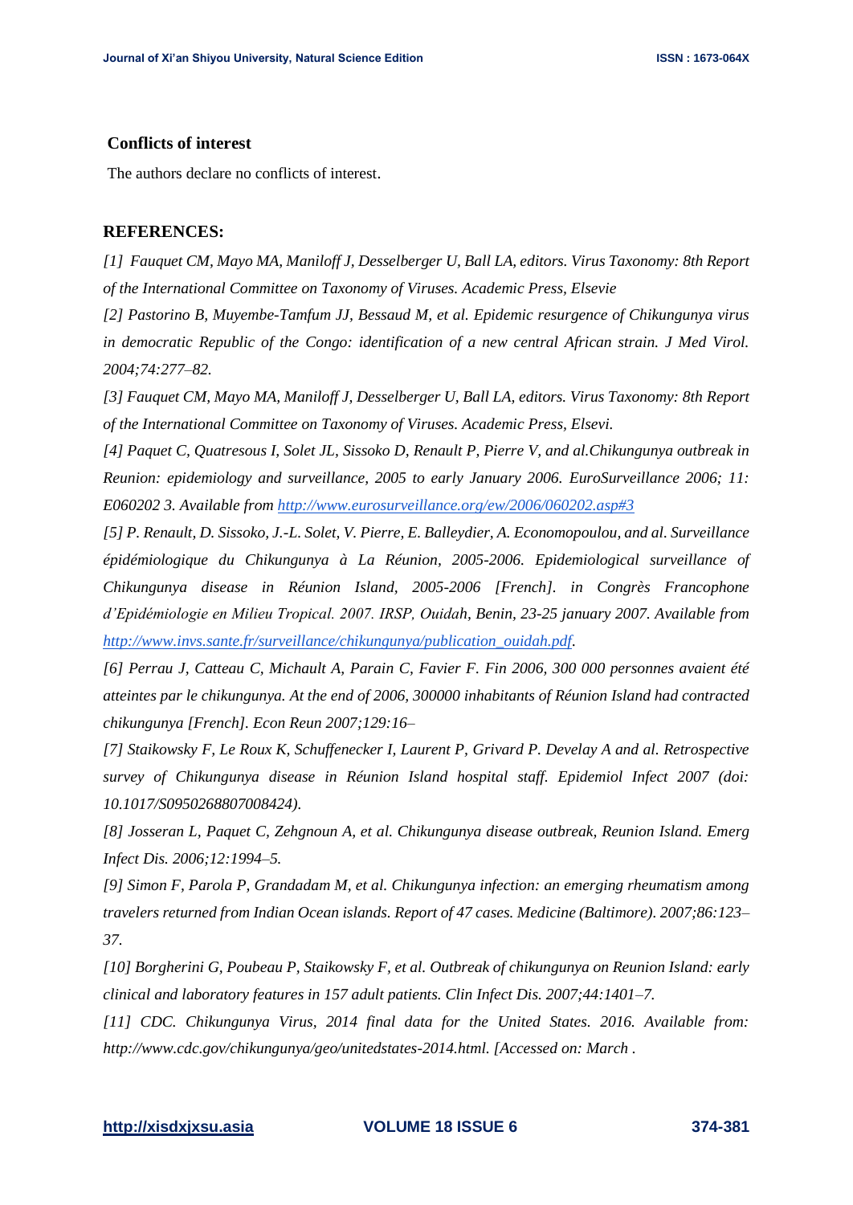**Conflicts of interest**

The authors declare no conflicts of interest.

**REFERENCES:**

*[1] Fauquet CM, Mayo MA, Maniloff J, Desselberger U, Ball LA, editors. Virus Taxonomy: 8th Report of the International Committee on Taxonomy of Viruses. Academic Press, Elsevie*

*[2] Pastorino B, Muyembe-Tamfum JJ, Bessaud M, et al. Epidemic resurgence of Chikungunya virus in democratic Republic of the Congo: identification of a new central African strain. J Med Virol. 2004;74:277–82.*

*[3] Fauquet CM, Mayo MA, Maniloff J, Desselberger U, Ball LA, editors. Virus Taxonomy: 8th Report of the International Committee on Taxonomy of Viruses. Academic Press, Elsevi.*

*[4] Paquet C, Quatresous I, Solet JL, Sissoko D, Renault P, Pierre V, and al.Chikungunya outbreak in Reunion: epidemiology and surveillance, 2005 to early January 2006. EuroSurveillance 2006; 11: E060202 3. Available from [http://www.eurosurveillance.org/ew/2006/060202.asp#3](http://www.eurosurveillance.org/ew/2006/060202.asp#3)*

*[5] P. Renault, D. Sissoko, J.-L. Solet, V. Pierre, E. Balleydier, A. Economopoulou, and al. Surveillance épidémiologique du Chikungunya à La Réunion, 2005-2006. Epidemiological surveillance of Chikungunya disease in Réunion Island, 2005-2006 [French]. in Congrès Francophone d'Epidémiologie en Milieu Tropical. 2007. IRSP, Ouidah, Benin, 23-25 january 2007. Available from [http://www.invs.sante.fr/surveillance/chikungunya/publication_ouidah.pdf](http://www.invs.sante.fr/surveillance/chikungunya/publication_ouidah.pdf).*

*[6] Perrau J, Catteau C, Michault A, Parain C, Favier F. Fin 2006, 300 000 personnes avaient été atteintes par le chikungunya. At the end of 2006, 300000 inhabitants of Réunion Island had contracted chikungunya [French]. Econ Reun 2007;129:16–*

*[7] Staikowsky F, Le Roux K, Schuffenecker I, Laurent P, Grivard P. Develay A and al. Retrospective survey of Chikungunya disease in Réunion Island hospital staff. Epidemiol Infect 2007 (doi: 10.1017/S0950268807008424).*

*[8] Josseran L, Paquet C, Zehgnoun A, et al. Chikungunya disease outbreak, Reunion Island. Emerg Infect Dis. 2006;12:1994–5.*

*[9] Simon F, Parola P, Grandadam M, et al. Chikungunya infection: an emerging rheumatism among travelers returned from Indian Ocean islands. Report of 47 cases. Medicine (Baltimore). 2007;86:123–37.*

*[10] Borgherini G, Poubeau P, Staikowsky F, et al. Outbreak of chikungunya on Reunion Island: early clinical and laboratory features in 157 adult patients. Clin Infect Dis. 2007;44:1401–7.*

*[11] CDC. Chikungunya Virus, 2014 final data for the United States. 2016. Available from: http://www.cdc.gov/chikungunya/geo/unitedstates-2014.html. [Accessed on: March .*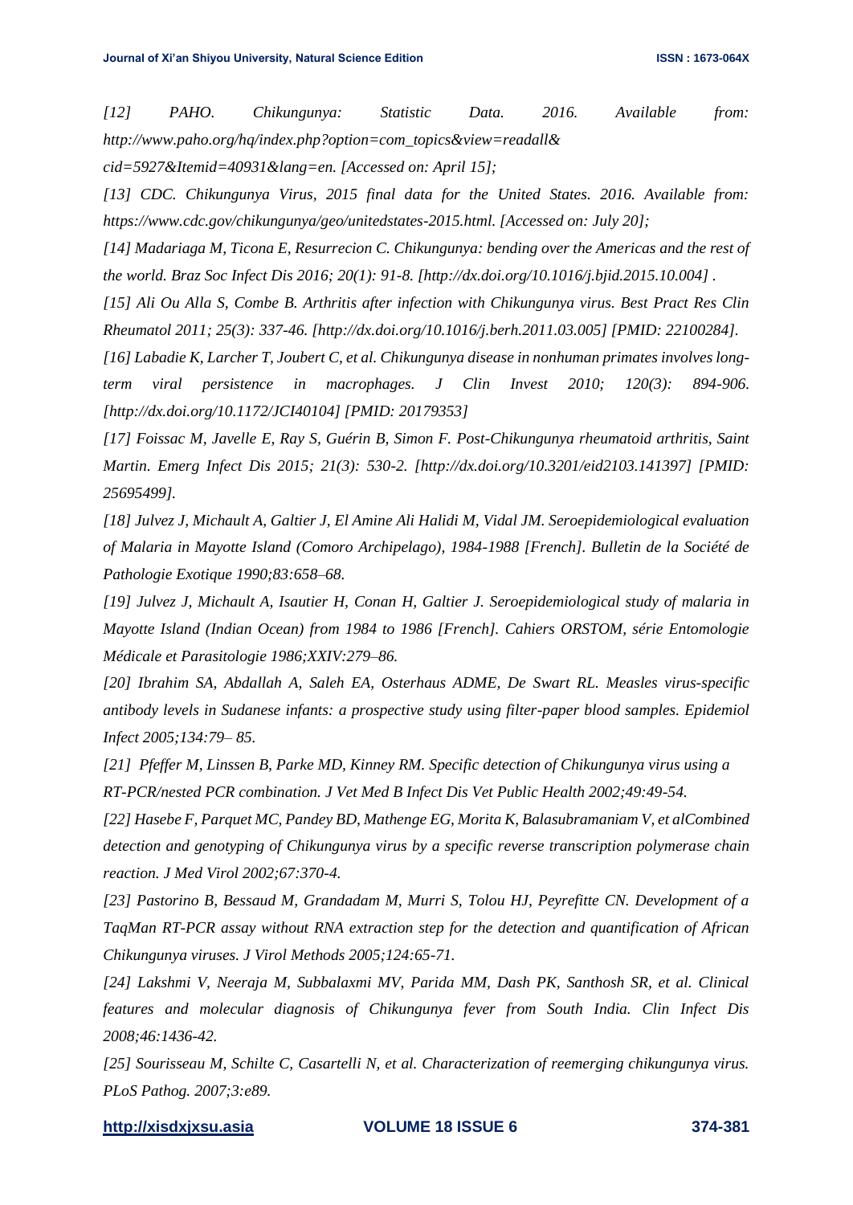*[12] PAHO. Chikungunya: Statistic Data. 2016. Available from: http://www.paho.org/hq/index.php?option=com_topics&view=readall& cid=5927&Itemid=40931&lang=en. [Accessed on: April 15];*

*[13] CDC. Chikungunya Virus, 2015 final data for the United States. 2016. Available from: https://www.cdc.gov/chikungunya/geo/unitedstates-2015.html. [Accessed on: July 20];*

*[14] Madariaga M, Ticona E, Resurrecion C. Chikungunya: bending over the Americas and the rest of the world. Braz Soc Infect Dis 2016; 20(1): 91-8. [http://dx.doi.org/10.1016/j.bjid.2015.10.004] .*

*[15] Ali Ou Alla S, Combe B. Arthritis after infection with Chikungunya virus. Best Pract Res Clin Rheumatol 2011; 25(3): 337-46. [http://dx.doi.org/10.1016/j.berh.2011.03.005] [PMID: 22100284].*

*[16] Labadie K, Larcher T, Joubert C, et al. Chikungunya disease in nonhuman primates involves long-term viral persistence in macrophages. J Clin Invest 2010; 120(3): 894-906. [http://dx.doi.org/10.1172/JCI40104] [PMID: 20179353]*

*[17] Foissac M, Javelle E, Ray S, Guérin B, Simon F. Post-Chikungunya rheumatoid arthritis, Saint Martin. Emerg Infect Dis 2015; 21(3): 530-2. [http://dx.doi.org/10.3201/eid2103.141397] [PMID: 25695499].*

*[18] Julvez J, Michault A, Galtier J, El Amine Ali Halidi M, Vidal JM. Seroepidemiological evaluation of Malaria in Mayotte Island (Comoro Archipelago), 1984-1988 [French]. Bulletin de la Société de Pathologie Exotique 1990;83:658–68.*

*[19] Julvez J, Michault A, Isautier H, Conan H, Galtier J. Seroepidemiological study of malaria in Mayotte Island (Indian Ocean) from 1984 to 1986 [French]. Cahiers ORSTOM, série Entomologie Médicale et Parasitologie 1986;XXIV:279–86.*

*[20] Ibrahim SA, Abdallah A, Saleh EA, Osterhaus ADME, De Swart RL. Measles virus-specific antibody levels in Sudanese infants: a prospective study using filter-paper blood samples. Epidemiol Infect 2005;134:79– 85.*

*[21] Pfeffer M, Linssen B, Parke MD, Kinney RM. Specific detection of Chikungunya virus using a RT-PCR/nested PCR combination. J Vet Med B Infect Dis Vet Public Health 2002;49:49-54.*

*[22] Hasebe F, Parquet MC, Pandey BD, Mathenge EG, Morita K, Balasubramaniam V, et alCombined detection and genotyping of Chikungunya virus by a specific reverse transcription polymerase chain reaction. J Med Virol 2002;67:370-4.*

*[23] Pastorino B, Bessaud M, Grandadam M, Murri S, Tolou HJ, Peyrefitte CN. Development of a TaqMan RT-PCR assay without RNA extraction step for the detection and quantification of African Chikungunya viruses. J Virol Methods 2005;124:65-71.*

*[24] Lakshmi V, Neeraja M, Subbalaxmi MV, Parida MM, Dash PK, Santhosh SR, et al. Clinical features and molecular diagnosis of Chikungunya fever from South India. Clin Infect Dis 2008;46:1436-42.*

*[25] Sourisseau M, Schilte C, Casartelli N, et al. Characterization of reemerging chikungunya virus. PLoS Pathog. 2007;3:e89.*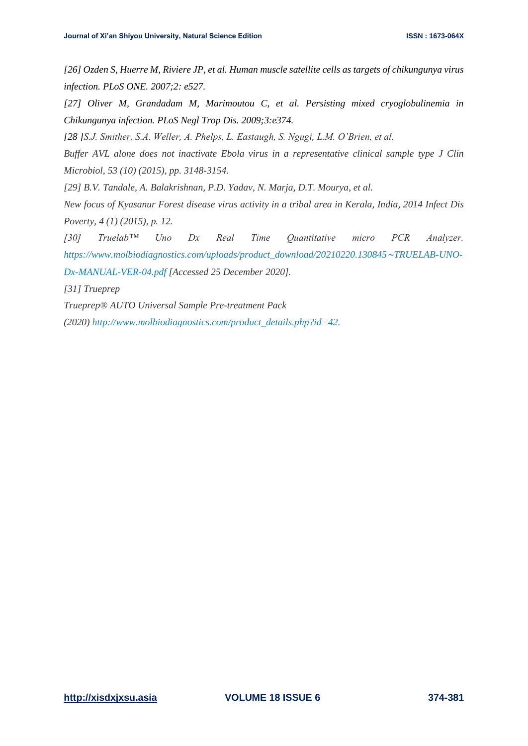*[26] Ozden S, Huerre M, Riviere JP, et al. Human muscle satellite cells as targets of chikungunya virus infection. PLoS ONE. 2007;2: e527.*

*[27] Oliver M, Grandadam M, Marimoutou C, et al. Persisting mixed cryoglobulinemia in Chikungunya infection. PLoS Negl Trop Dis. 2009;3:e374.*

*[28 ]S.J. Smither, S.A. Weller, A. Phelps, L. Eastaugh, S. Ngugi, L.M. O'Brien, et al.*

*Buffer AVL alone does not inactivate Ebola virus in a representative clinical sample type J Clin Microbiol, 53 (10) (2015), pp. 3148-3154.*

*[29] B.V. Tandale, A. Balakrishnan, P.D. Yadav, N. Marja, D.T. Mourya, et al.*

*New focus of Kyasanur Forest disease virus activity in a tribal area in Kerala, India, 2014 Infect Dis Poverty, 4 (1) (2015), p. 12.*

*[30] Truelab™ Uno Dx Real Time Quantitative micro PCR Analyzer. https://www.molbiodiagnostics.com/uploads/product_download/20210220.130845~TRUELAB-UNO-Dx-MANUAL-VER-04.pdf [Accessed 25 December 2020].*

*[31] Trueprep*

*Trueprep® AUTO Universal Sample Pre-treatment Pack*

*(2020) http://www.molbiodiagnostics.com/product_details.php?id=42.*